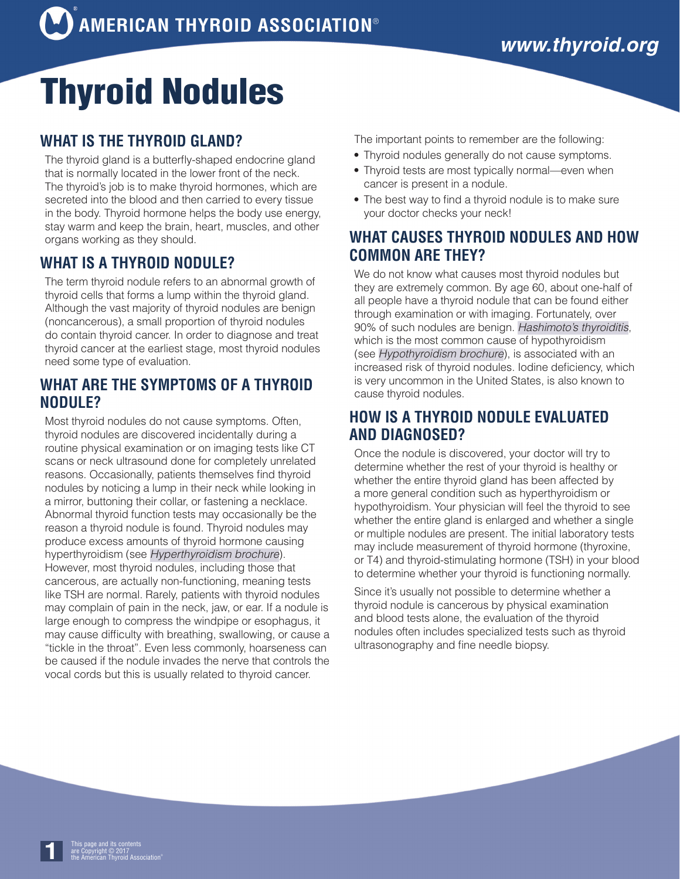# Thyroid Nodules

## WHAT IS THE THYROID GLAND?

The thyroid gland is a butterfly-shaped endocrine gland that is normally located in the lower front of the neck. The thyroid's job is to make thyroid hormones, which are secreted into the blood and then carried to every tissue in the body. Thyroid hormone helps the body use energy, stay warm and keep the brain, heart, muscles, and other organs working as they should.

## WHAT IS A THYROID NODULE?

The term thyroid nodule refers to an abnormal growth of thyroid cells that forms a lump within the thyroid gland. Although the vast majority of thyroid nodules are benign (noncancerous), a small proportion of thyroid nodules do contain thyroid cancer. In order to diagnose and treat thyroid cancer at the earliest stage, most thyroid nodules need some type of evaluation.

## WHAT ARE THE SYMPTOMS OF A THYROID NODULE?

Most thyroid nodules do not cause symptoms. Often, thyroid nodules are discovered incidentally during a routine physical examination or on imaging tests like CT scans or neck ultrasound done for completely unrelated reasons. Occasionally, patients themselves find thyroid nodules by noticing a lump in their neck while looking in a mirror, buttoning their collar, or fastening a necklace. Abnormal thyroid function tests may occasionally be the reason a thyroid nodule is found. Thyroid nodules may produce excess amounts of thyroid hormone causing hyperthyroidism (see *Hyperthyroidism brochure*). However, most thyroid nodules, including those that cancerous, are actually non-functioning, meaning tests like TSH are normal. Rarely, patients with thyroid nodules may complain of pain in the neck, jaw, or ear. If a nodule is large enough to compress the windpipe or esophagus, it may cause difficulty with breathing, swallowing, or cause a "tickle in the throat". Even less commonly, hoarseness can be caused if the nodule invades the nerve that controls the vocal cords but this is usually related to thyroid cancer.

The important points to remember are the following:

- Thyroid nodules generally do not cause symptoms.
- Thyroid tests are most typically normal—even when cancer is present in a nodule.
- The best way to find a thyroid nodule is to make sure your doctor checks your neck!

## WHAT CAUSES THYROID NODULES AND HOW COMMON ARE THEY?

We do not know what causes most thyroid nodules but they are extremely common. By age 60, about one-half of all people have a thyroid nodule that can be found either through examination or with imaging. Fortunately, over 90% of such nodules are benign. *Hashimoto's thyroiditis*, which is the most common cause of hypothyroidism (see *Hypothyroidism brochure*), is associated with an increased risk of thyroid nodules. Iodine deficiency, which is very uncommon in the United States, is also known to cause thyroid nodules.

## HOW IS A THYROID NODULE EVALUATED AND DIAGNOSED?

Once the nodule is discovered, your doctor will try to determine whether the rest of your thyroid is healthy or whether the entire thyroid gland has been affected by a more general condition such as hyperthyroidism or hypothyroidism. Your physician will feel the thyroid to see whether the entire gland is enlarged and whether a single or multiple nodules are present. The initial laboratory tests may include measurement of thyroid hormone (thyroxine, or T4) and thyroid-stimulating hormone (TSH) in your blood to determine whether your thyroid is functioning normally.

Since it's usually not possible to determine whether a thyroid nodule is cancerous by physical examination and blood tests alone, the evaluation of the thyroid nodules often includes specialized tests such as thyroid ultrasonography and fine needle biopsy.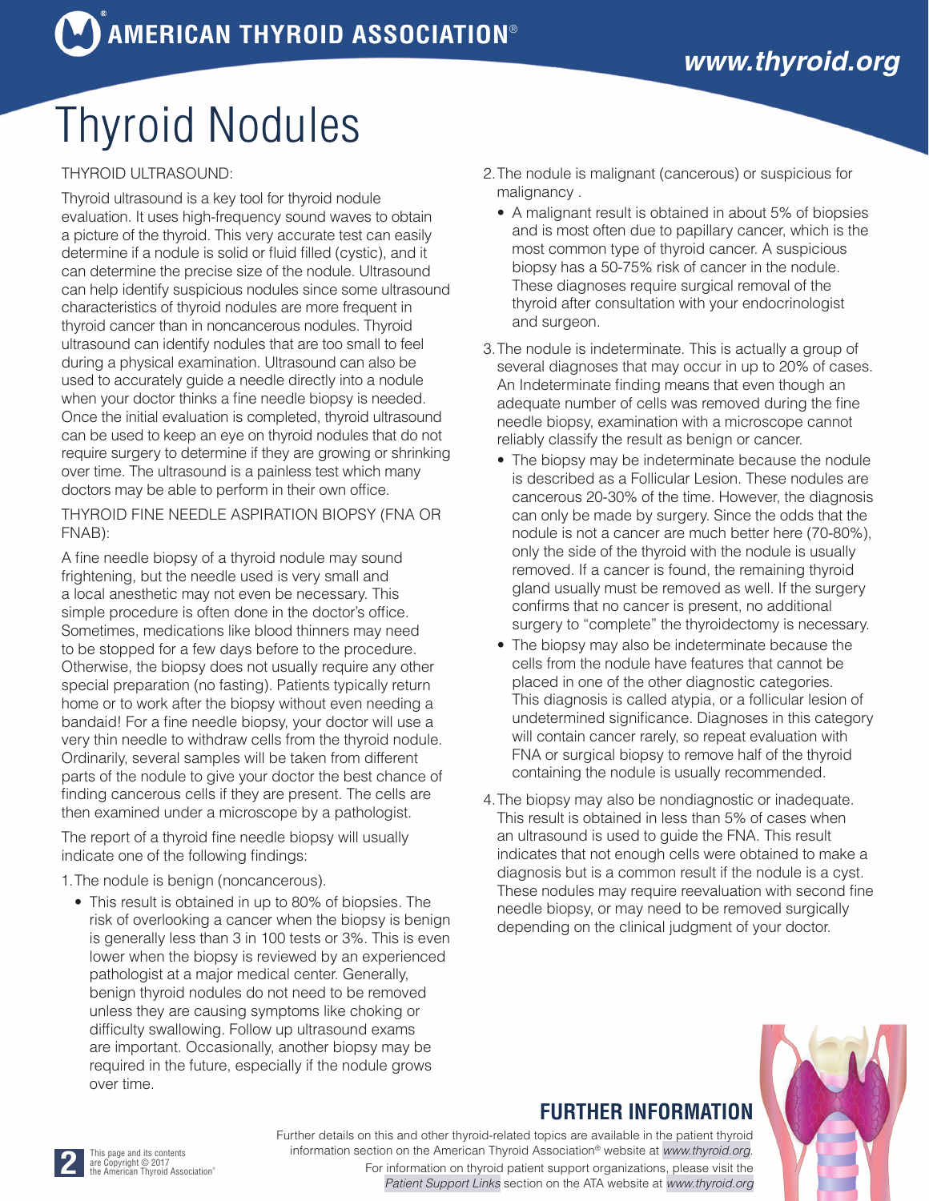# Thyroid Nodules

THYROID ULTRASOUND:

Thyroid ultrasound is a key tool for thyroid nodule evaluation. It uses high-frequency sound waves to obtain a picture of the thyroid. This very accurate test can easily determine if a nodule is solid or fluid filled (cystic), and it can determine the precise size of the nodule. Ultrasound can help identify suspicious nodules since some ultrasound characteristics of thyroid nodules are more frequent in thyroid cancer than in noncancerous nodules. Thyroid ultrasound can identify nodules that are too small to feel during a physical examination. Ultrasound can also be used to accurately guide a needle directly into a nodule when your doctor thinks a fine needle biopsy is needed. Once the initial evaluation is completed, thyroid ultrasound can be used to keep an eye on thyroid nodules that do not require surgery to determine if they are growing or shrinking over time. The ultrasound is a painless test which many doctors may be able to perform in their own office.

THYROID FINE NEEDLE ASPIRATION BIOPSY (FNA OR FNAB):

A fine needle biopsy of a thyroid nodule may sound frightening, but the needle used is very small and a local anesthetic may not even be necessary. This simple procedure is often done in the doctor's office. Sometimes, medications like blood thinners may need to be stopped for a few days before to the procedure. Otherwise, the biopsy does not usually require any other special preparation (no fasting). Patients typically return home or to work after the biopsy without even needing a bandaid! For a fine needle biopsy, your doctor will use a very thin needle to withdraw cells from the thyroid nodule. Ordinarily, several samples will be taken from different parts of the nodule to give your doctor the best chance of finding cancerous cells if they are present. The cells are then examined under a microscope by a pathologist.

The report of a thyroid fine needle biopsy will usually indicate one of the following findings:

1. The nodule is benign (noncancerous).
   - This result is obtained in up to 80% of biopsies. The risk of overlooking a cancer when the biopsy is benign is generally less than 3 in 100 tests or 3%. This is even lower when the biopsy is reviewed by an experienced pathologist at a major medical center. Generally, benign thyroid nodules do not need to be removed unless they are causing symptoms like choking or difficulty swallowing. Follow up ultrasound exams are important. Occasionally, another biopsy may be required in the future, especially if the nodule grows over time.
2. The nodule is malignant (cancerous) or suspicious for malignancy .
   - A malignant result is obtained in about 5% of biopsies and is most often due to papillary cancer, which is the most common type of thyroid cancer. A suspicious biopsy has a 50-75% risk of cancer in the nodule. These diagnoses require surgical removal of the thyroid after consultation with your endocrinologist and surgeon.
3. The nodule is indeterminate. This is actually a group of several diagnoses that may occur in up to 20% of cases. An Indeterminate finding means that even though an adequate number of cells was removed during the fine needle biopsy, examination with a microscope cannot reliably classify the result as benign or cancer.
   - The biopsy may be indeterminate because the nodule is described as a Follicular Lesion. These nodules are cancerous 20-30% of the time. However, the diagnosis can only be made by surgery. Since the odds that the nodule is not a cancer are much better here (70-80%), only the side of the thyroid with the nodule is usually removed. If a cancer is found, the remaining thyroid gland usually must be removed as well. If the surgery confirms that no cancer is present, no additional surgery to "complete" the thyroidectomy is necessary.
   - The biopsy may also be indeterminate because the cells from the nodule have features that cannot be placed in one of the other diagnostic categories. This diagnosis is called atypia, or a follicular lesion of undetermined significance. Diagnoses in this category will contain cancer rarely, so repeat evaluation with FNA or surgical biopsy to remove half of the thyroid containing the nodule is usually recommended.
4. The biopsy may also be nondiagnostic or inadequate. This result is obtained in less than 5% of cases when an ultrasound is used to guide the FNA. This result indicates that not enough cells were obtained to make a diagnosis but is a common result if the nodule is a cyst. These nodules may require reevaluation with second fine needle biopsy, or may need to be removed surgically depending on the clinical judgment of your doctor.

## FURTHER INFORMATION

Further details on this and other thyroid-related topics are available in the patient thyroid information section on the American Thyroid Association® website at *www.thyroid.org*. For information on thyroid patient support organizations, please visit the *Patient Support Links* section on the ATA website at *www.thyroid.org*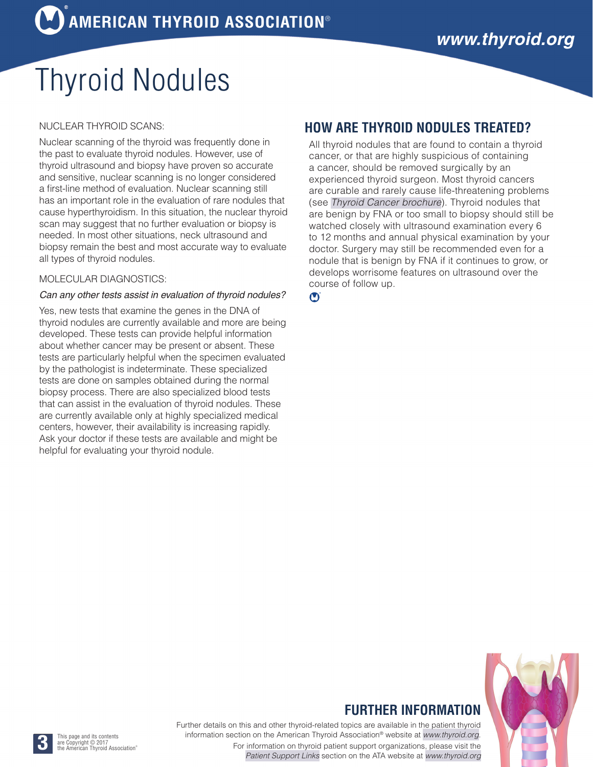NUCLEAR THYROID SCANS:

Nuclear scanning of the thyroid was frequently done in the past to evaluate thyroid nodules. However, use of thyroid ultrasound and biopsy have proven so accurate and sensitive, nuclear scanning is no longer considered a first-line method of evaluation. Nuclear scanning still has an important role in the evaluation of rare nodules that cause hyperthyroidism. In this situation, the nuclear thyroid scan may suggest that no further evaluation or biopsy is needed. In most other situations, neck ultrasound and biopsy remain the best and most accurate way to evaluate all types of thyroid nodules.

MOLECULAR DIAGNOSTICS:

*Can any other tests assist in evaluation of thyroid nodules?*

Yes, new tests that examine the genes in the DNA of thyroid nodules are currently available and more are being developed. These tests can provide helpful information about whether cancer may be present or absent. These tests are particularly helpful when the specimen evaluated by the pathologist is indeterminate. These specialized tests are done on samples obtained during the normal biopsy process. There are also specialized blood tests that can assist in the evaluation of thyroid nodules. These are currently available only at highly specialized medical centers, however, their availability is increasing rapidly. Ask your doctor if these tests are available and might be helpful for evaluating your thyroid nodule.

## HOW ARE THYROID NODULES TREATED?

All thyroid nodules that are found to contain a thyroid cancer, or that are highly suspicious of containing a cancer, should be removed surgically by an experienced thyroid surgeon. Most thyroid cancers are curable and rarely cause life-threatening problems (see *Thyroid Cancer brochure*). Thyroid nodules that are benign by FNA or too small to biopsy should still be watched closely with ultrasound examination every 6 to 12 months and annual physical examination by your doctor. Surgery may still be recommended even for a nodule that is benign by FNA if it continues to grow, or develops worrisome features on ultrasound over the course of follow up.

## FURTHER INFORMATION

Further details on this and other thyroid-related topics are available in the patient thyroid information section on the American Thyroid Association® website at *www.thyroid.org*.

For information on thyroid patient support organizations, please visit the *Patient Support Links* section on the ATA website at *www.thyroid.org*

This page and its contents are Copyright © 2017 the American Thyroid Association®